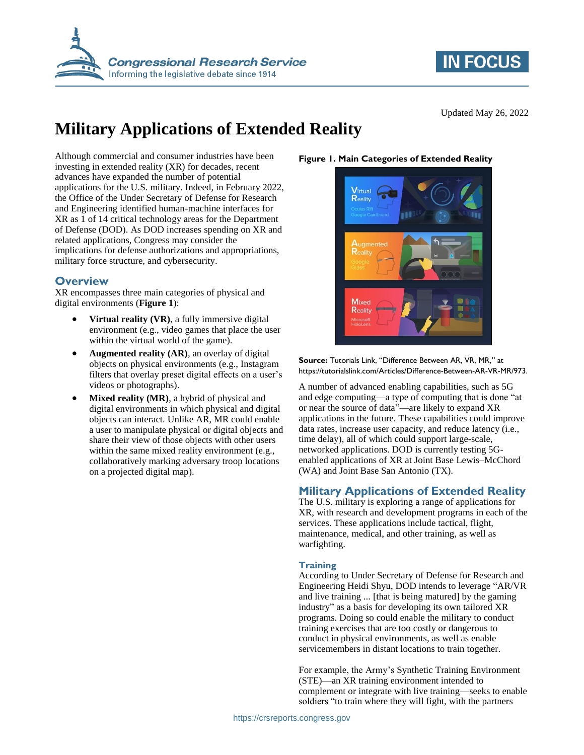Updated May 26, 2022

# Military Applications of Extended Reality

Although commercial and consumer industries have been investing in extended reality (XR) for decades, recent advances have expanded the number of potential applications for the U.S. military. Indeed, in February 2022, the Office of the Under Secretary of Defense for Research and Engineering identified human-machine interfaces for XR as 1 of 14 critical technology areas for the Department of Defense (DOD). As DOD increases spending on XR and related applications, Congress may consider the implications for defense authorizations and appropriations, military force structure, and cybersecurity.

## Overview

XR encompasses three main categories of physical and digital environments (**Figure 1**):

- **Virtual reality (VR)**, a fully immersive digital environment (e.g., video games that place the user within the virtual world of the game).
- **Augmented reality (AR)**, an overlay of digital objects on physical environments (e.g., Instagram filters that overlay preset digital effects on a user's videos or photographs).
- **Mixed reality (MR)**, a hybrid of physical and digital environments in which physical and digital objects can interact. Unlike AR, MR could enable a user to manipulate physical or digital objects and share their view of those objects with other users within the same mixed reality environment (e.g., collaboratively marking adversary troop locations on a projected digital map).

**Figure 1. Main Categories of Extended Reality**

**Source:** Tutorials Link, "Difference Between AR, VR, MR," at https://tutorialslink.com/Articles/Difference-Between-AR-VR-MR/973.

A number of advanced enabling capabilities, such as 5G and edge computing—a type of computing that is done "at or near the source of data"—are likely to expand XR applications in the future. These capabilities could improve data rates, increase user capacity, and reduce latency (i.e., time delay), all of which could support large-scale, networked applications. DOD is currently testing 5G-enabled applications of XR at Joint Base Lewis–McChord (WA) and Joint Base San Antonio (TX).

## Military Applications of Extended Reality

The U.S. military is exploring a range of applications for XR, with research and development programs in each of the services. These applications include tactical, flight, maintenance, medical, and other training, as well as warfighting.

### Training

According to Under Secretary of Defense for Research and Engineering Heidi Shyu, DOD intends to leverage "AR/VR and live training ... [that is being matured] by the gaming industry" as a basis for developing its own tailored XR programs. Doing so could enable the military to conduct training exercises that are too costly or dangerous to conduct in physical environments, as well as enable servicemembers in distant locations to train together.

For example, the Army's Synthetic Training Environment (STE)—an XR training environment intended to complement or integrate with live training—seeks to enable soldiers "to train where they will fight, with the partners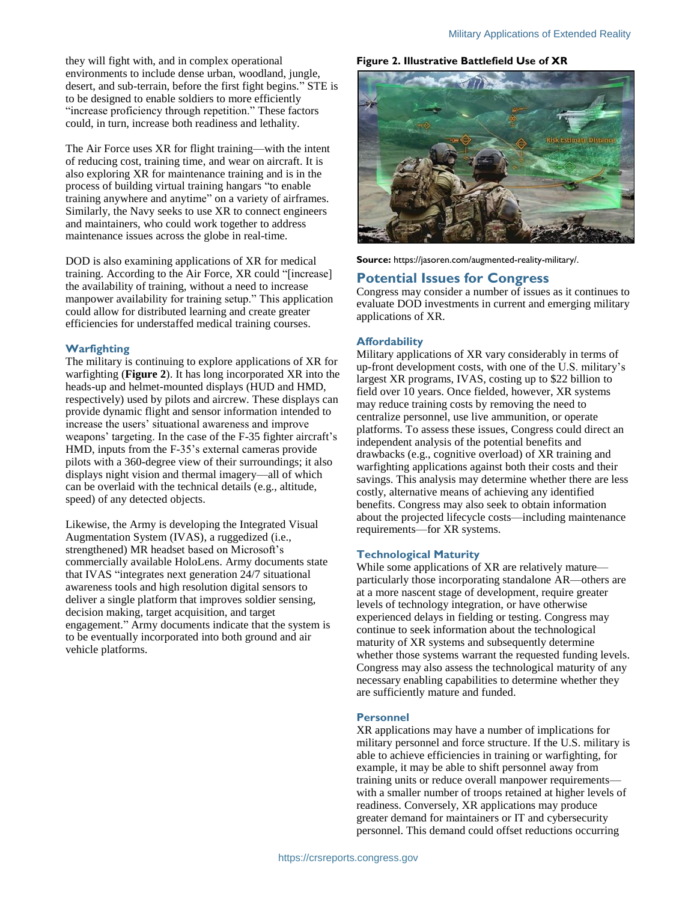they will fight with, and in complex operational environments to include dense urban, woodland, jungle, desert, and sub-terrain, before the first fight begins." STE is to be designed to enable soldiers to more efficiently "increase proficiency through repetition." These factors could, in turn, increase both readiness and lethality.

The Air Force uses XR for flight training—with the intent of reducing cost, training time, and wear on aircraft. It is also exploring XR for maintenance training and is in the process of building virtual training hangars "to enable training anywhere and anytime" on a variety of airframes. Similarly, the Navy seeks to use XR to connect engineers and maintainers, who could work together to address maintenance issues across the globe in real-time.

DOD is also examining applications of XR for medical training. According to the Air Force, XR could "[increase] the availability of training, without a need to increase manpower availability for training setup." This application could allow for distributed learning and create greater efficiencies for understaffed medical training courses.

### Warfighting

The military is continuing to explore applications of XR for warfighting (**Figure 2**). It has long incorporated XR into the heads-up and helmet-mounted displays (HUD and HMD, respectively) used by pilots and aircrew. These displays can provide dynamic flight and sensor information intended to increase the users' situational awareness and improve weapons' targeting. In the case of the F-35 fighter aircraft's HMD, inputs from the F-35's external cameras provide pilots with a 360-degree view of their surroundings; it also displays night vision and thermal imagery—all of which can be overlaid with the technical details (e.g., altitude, speed) of any detected objects.

Likewise, the Army is developing the Integrated Visual Augmentation System (IVAS), a ruggedized (i.e., strengthened) MR headset based on Microsoft's commercially available HoloLens. Army documents state that IVAS "integrates next generation 24/7 situational awareness tools and high resolution digital sensors to deliver a single platform that improves soldier sensing, decision making, target acquisition, and target engagement." Army documents indicate that the system is to be eventually incorporated into both ground and air vehicle platforms.

**Figure 2. Illustrative Battlefield Use of XR**

**Source:** https://jasoren.com/augmented-reality-military/.

## Potential Issues for Congress

Congress may consider a number of issues as it continues to evaluate DOD investments in current and emerging military applications of XR.

### Affordability

Military applications of XR vary considerably in terms of up-front development costs, with one of the U.S. military's largest XR programs, IVAS, costing up to $22 billion to field over 10 years. Once fielded, however, XR systems may reduce training costs by removing the need to centralize personnel, use live ammunition, or operate platforms. To assess these issues, Congress could direct an independent analysis of the potential benefits and drawbacks (e.g., cognitive overload) of XR training and warfighting applications against both their costs and their savings. This analysis may determine whether there are less costly, alternative means of achieving any identified benefits. Congress may also seek to obtain information about the projected lifecycle costs—including maintenance requirements—for XR systems.

### Technological Maturity

While some applications of XR are relatively mature—particularly those incorporating standalone AR—others are at a more nascent stage of development, require greater levels of technology integration, or have otherwise experienced delays in fielding or testing. Congress may continue to seek information about the technological maturity of XR systems and subsequently determine whether those systems warrant the requested funding levels. Congress may also assess the technological maturity of any necessary enabling capabilities to determine whether they are sufficiently mature and funded.

### Personnel

XR applications may have a number of implications for military personnel and force structure. If the U.S. military is able to achieve efficiencies in training or warfighting, for example, it may be able to shift personnel away from training units or reduce overall manpower requirements—with a smaller number of troops retained at higher levels of readiness. Conversely, XR applications may produce greater demand for maintainers or IT and cybersecurity personnel. This demand could offset reductions occurring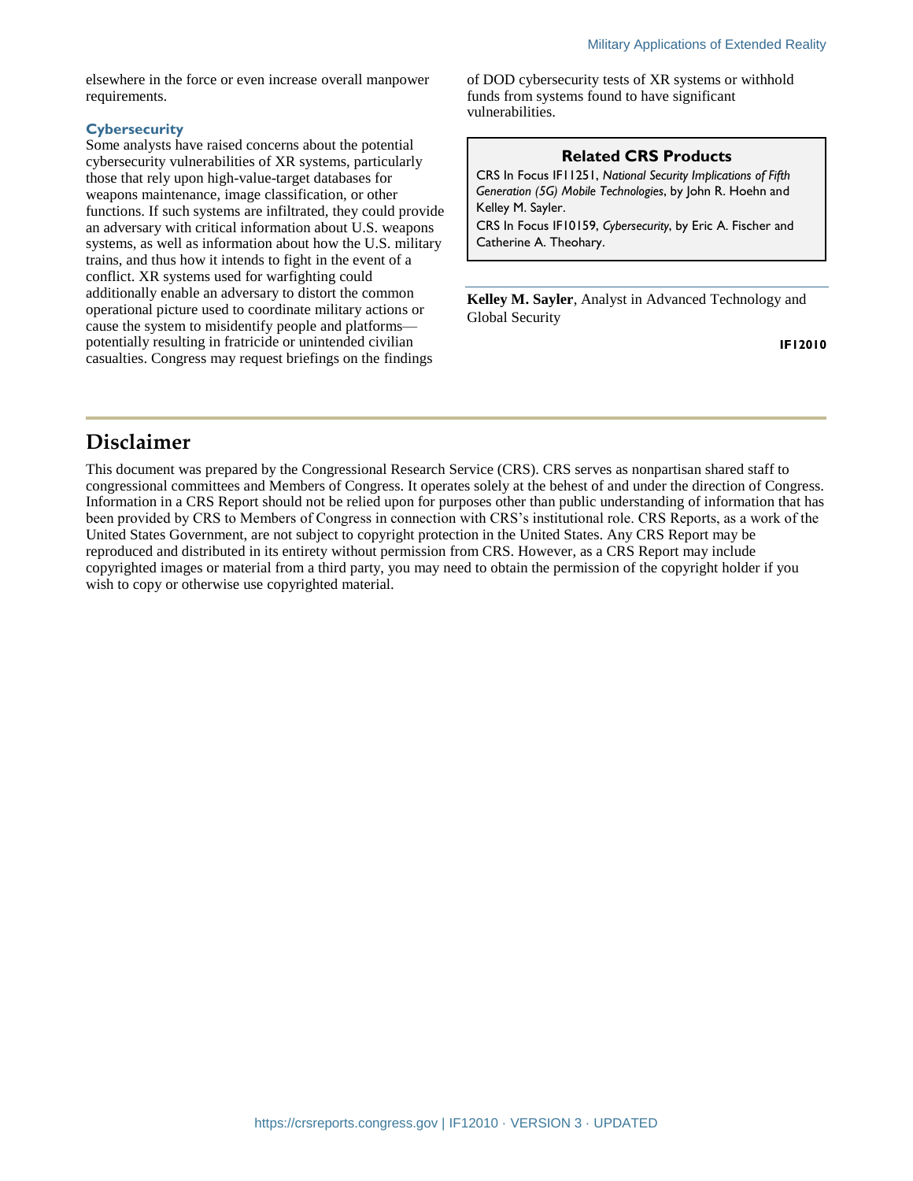elsewhere in the force or even increase overall manpower requirements.

### Cybersecurity

Some analysts have raised concerns about the potential cybersecurity vulnerabilities of XR systems, particularly those that rely upon high-value-target databases for weapons maintenance, image classification, or other functions. If such systems are infiltrated, they could provide an adversary with critical information about U.S. weapons systems, as well as information about how the U.S. military trains, and thus how it intends to fight in the event of a conflict. XR systems used for warfighting could additionally enable an adversary to distort the common operational picture used to coordinate military actions or cause the system to misidentify people and platforms—potentially resulting in fratricide or unintended civilian casualties. Congress may request briefings on the findings of DOD cybersecurity tests of XR systems or withhold funds from systems found to have significant vulnerabilities.

**Related CRS Products**

CRS In Focus IF11251, *National Security Implications of Fifth Generation (5G) Mobile Technologies*, by John R. Hoehn and Kelley M. Sayler.

CRS In Focus IF10159, *Cybersecurity*, by Eric A. Fischer and Catherine A. Theohary.

**Kelley M. Sayler**, Analyst in Advanced Technology and Global Security

IF12010

## Disclaimer

This document was prepared by the Congressional Research Service (CRS). CRS serves as nonpartisan shared staff to congressional committees and Members of Congress. It operates solely at the behest of and under the direction of Congress. Information in a CRS Report should not be relied upon for purposes other than public understanding of information that has been provided by CRS to Members of Congress in connection with CRS's institutional role. CRS Reports, as a work of the United States Government, are not subject to copyright protection in the United States. Any CRS Report may be reproduced and distributed in its entirety without permission from CRS. However, as a CRS Report may include copyrighted images or material from a third party, you may need to obtain the permission of the copyright holder if you wish to copy or otherwise use copyrighted material.